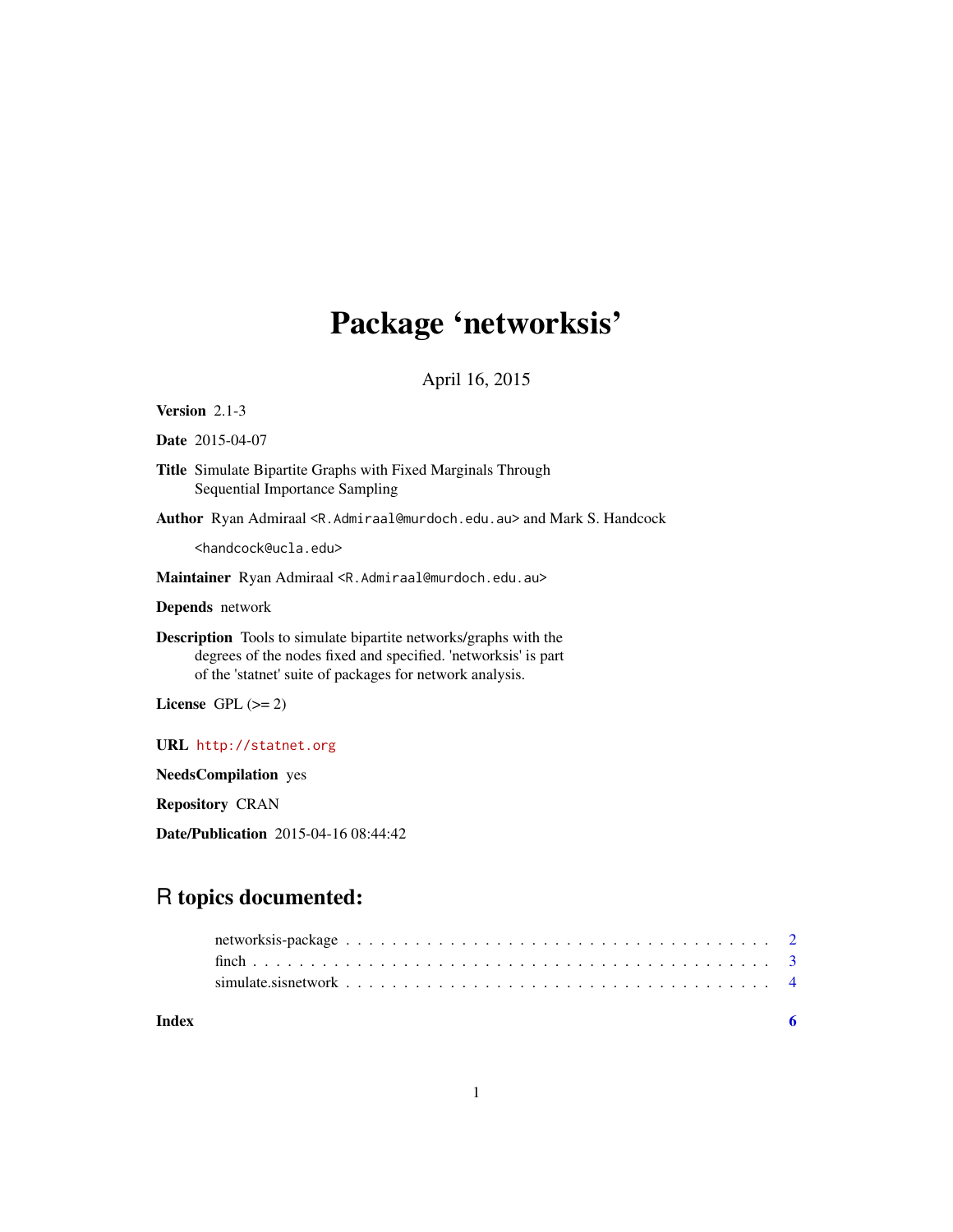# Package 'networksis'

April 16, 2015

**Version** 2.1-3

**Date** 2015-04-07

**Title** Simulate Bipartite Graphs with Fixed Marginals Through Sequential Importance Sampling

**Author** Ryan Admiraal <R.Admiraal@murdoch.edu.au> and Mark S. Handcock <handcock@ucla.edu>

**Maintainer** Ryan Admiraal <R.Admiraal@murdoch.edu.au>

**Depends** network

**Description** Tools to simulate bipartite networks/graphs with the degrees of the nodes fixed and specified. 'networksis' is part of the 'statnet' suite of packages for network analysis.

**License** GPL (>= 2)

**URL** http://statnet.org

**NeedsCompilation** yes

**Repository** CRAN

**Date/Publication** 2015-04-16 08:44:42

## R topics documented:

- networksis-package . . . . . . . . . . . . . . . . . . . . . . . . . . . . . . . . . . . . 2
- finch . . . . . . . . . . . . . . . . . . . . . . . . . . . . . . . . . . . . . . . . . . . . . . 3
- simulate.sisnetwork . . . . . . . . . . . . . . . . . . . . . . . . . . . . . . . . . . . . . 4

**Index** 6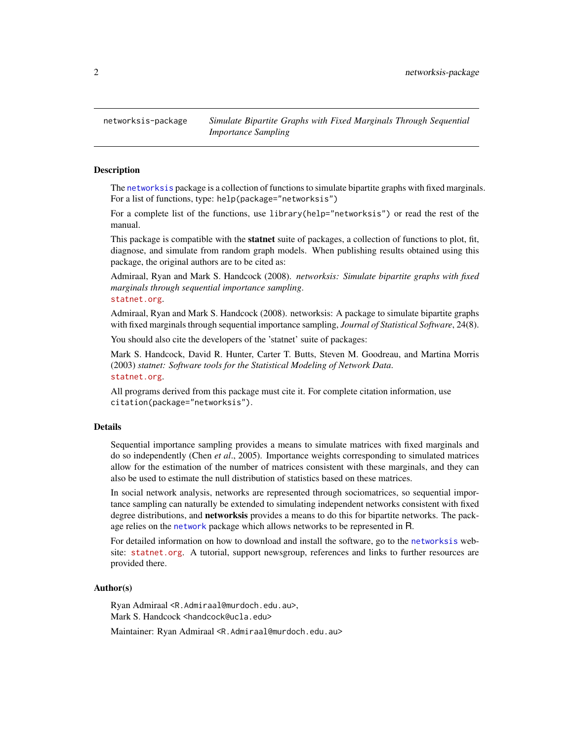networksis-package    *Simulate Bipartite Graphs with Fixed Marginals Through Sequential Importance Sampling*

## Description

The networksis package is a collection of functions to simulate bipartite graphs with fixed marginals. For a list of functions, type: `help(package="networksis")`

For a complete list of the functions, use `library(help="networksis")` or read the rest of the manual.

This package is compatible with the **statnet** suite of packages, a collection of functions to plot, fit, diagnose, and simulate from random graph models. When publishing results obtained using this package, the original authors are to be cited as:

Admiraal, Ryan and Mark S. Handcock (2008). *networksis: Simulate bipartite graphs with fixed marginals through sequential importance sampling*.
statnet.org.

Admiraal, Ryan and Mark S. Handcock (2008). networksis: A package to simulate bipartite graphs with fixed marginals through sequential importance sampling, *Journal of Statistical Software*, 24(8).

You should also cite the developers of the 'statnet' suite of packages:

Mark S. Handcock, David R. Hunter, Carter T. Butts, Steven M. Goodreau, and Martina Morris (2003) *statnet: Software tools for the Statistical Modeling of Network Data*.
statnet.org.

All programs derived from this package must cite it. For complete citation information, use `citation(package="networksis")`.

## Details

Sequential importance sampling provides a means to simulate matrices with fixed marginals and do so independently (Chen *et al*., 2005). Importance weights corresponding to simulated matrices allow for the estimation of the number of matrices consistent with these marginals, and they can also be used to estimate the null distribution of statistics based on these matrices.

In social network analysis, networks are represented through sociomatrices, so sequential importance sampling can naturally be extended to simulating independent networks consistent with fixed degree distributions, and **networksis** provides a means to do this for bipartite networks. The package relies on the network package which allows networks to be represented in R.

For detailed information on how to download and install the software, go to the networksis website: statnet.org. A tutorial, support newsgroup, references and links to further resources are provided there.

## Author(s)

Ryan Admiraal <R.Admiraal@murdoch.edu.au>,
Mark S. Handcock <handcock@ucla.edu>

Maintainer: Ryan Admiraal <R.Admiraal@murdoch.edu.au>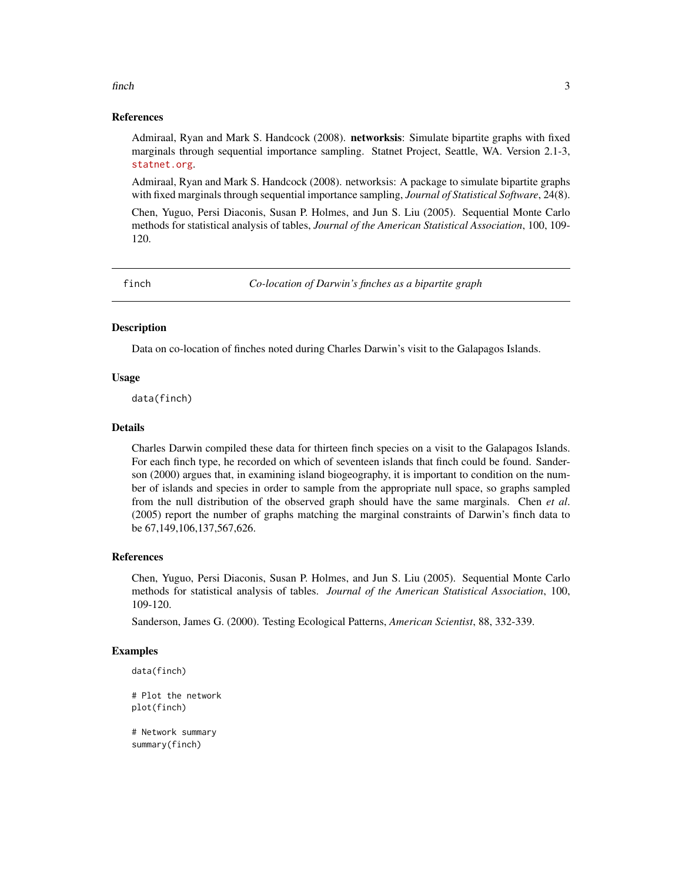### References

Admiraal, Ryan and Mark S. Handcock (2008). **networksis**: Simulate bipartite graphs with fixed marginals through sequential importance sampling. Statnet Project, Seattle, WA. Version 2.1-3, statnet.org.

Admiraal, Ryan and Mark S. Handcock (2008). networksis: A package to simulate bipartite graphs with fixed marginals through sequential importance sampling, *Journal of Statistical Software*, 24(8).

Chen, Yuguo, Persi Diaconis, Susan P. Holmes, and Jun S. Liu (2005). Sequential Monte Carlo methods for statistical analysis of tables, *Journal of the American Statistical Association*, 100, 109-120.

---

## finch — *Co-location of Darwin's finches as a bipartite graph*

---

### Description

Data on co-location of finches noted during Charles Darwin's visit to the Galapagos Islands.

### Usage

```
data(finch)
```

### Details

Charles Darwin compiled these data for thirteen finch species on a visit to the Galapagos Islands. For each finch type, he recorded on which of seventeen islands that finch could be found. Sanderson (2000) argues that, in examining island biogeography, it is important to condition on the number of islands and species in order to sample from the appropriate null space, so graphs sampled from the null distribution of the observed graph should have the same marginals. Chen *et al*. (2005) report the number of graphs matching the marginal constraints of Darwin's finch data to be 67,149,106,137,567,626.

### References

Chen, Yuguo, Persi Diaconis, Susan P. Holmes, and Jun S. Liu (2005). Sequential Monte Carlo methods for statistical analysis of tables. *Journal of the American Statistical Association*, 100, 109-120.

Sanderson, James G. (2000). Testing Ecological Patterns, *American Scientist*, 88, 332-339.

### Examples

```
data(finch)

# Plot the network
plot(finch)

# Network summary
summary(finch)
```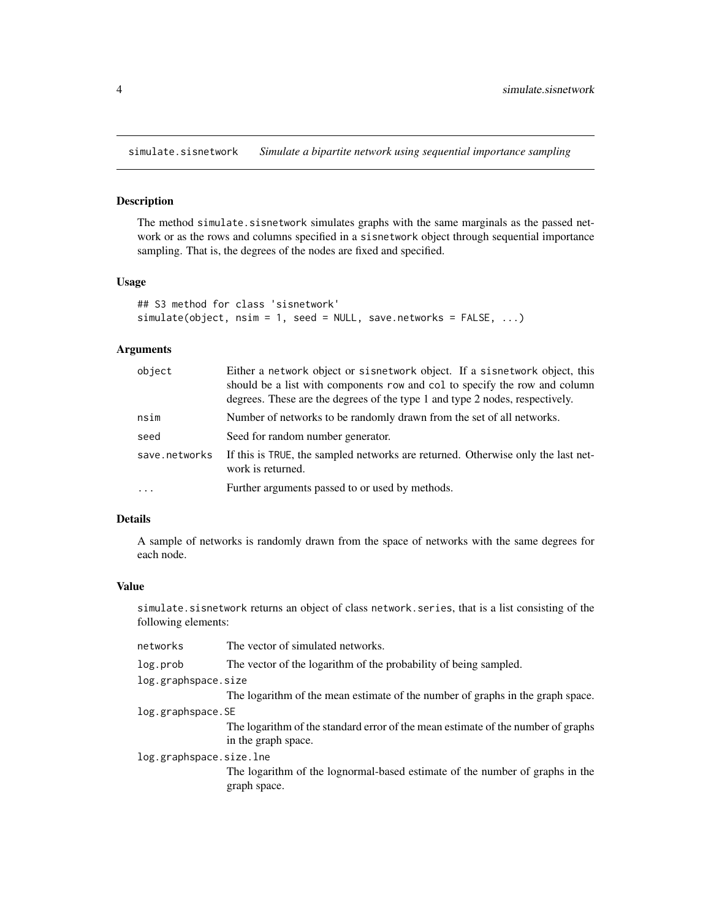## simulate.sisnetwork — *Simulate a bipartite network using sequential importance sampling*

### Description

The method simulate.sisnetwork simulates graphs with the same marginals as the passed network or as the rows and columns specified in a sisnetwork object through sequential importance sampling. That is, the degrees of the nodes are fixed and specified.

### Usage

```
## S3 method for class 'sisnetwork'
simulate(object, nsim = 1, seed = NULL, save.networks = FALSE, ...)
```

### Arguments

| | |
|---|---|
| object | Either a network object or sisnetwork object. If a sisnetwork object, this should be a list with components row and col to specify the row and column degrees. These are the degrees of the type 1 and type 2 nodes, respectively. |
| nsim | Number of networks to be randomly drawn from the set of all networks. |
| seed | Seed for random number generator. |
| save.networks | If this is TRUE, the sampled networks are returned. Otherwise only the last network is returned. |
| ... | Further arguments passed to or used by methods. |

### Details

A sample of networks is randomly drawn from the space of networks with the same degrees for each node.

### Value

simulate.sisnetwork returns an object of class network.series, that is a list consisting of the following elements:

| | |
|---|---|
| networks | The vector of simulated networks. |
| log.prob | The vector of the logarithm of the probability of being sampled. |
| log.graphspace.size | The logarithm of the mean estimate of the number of graphs in the graph space. |
| log.graphspace.SE | The logarithm of the standard error of the mean estimate of the number of graphs in the graph space. |
| log.graphspace.size.lne | The logarithm of the lognormal-based estimate of the number of graphs in the graph space. |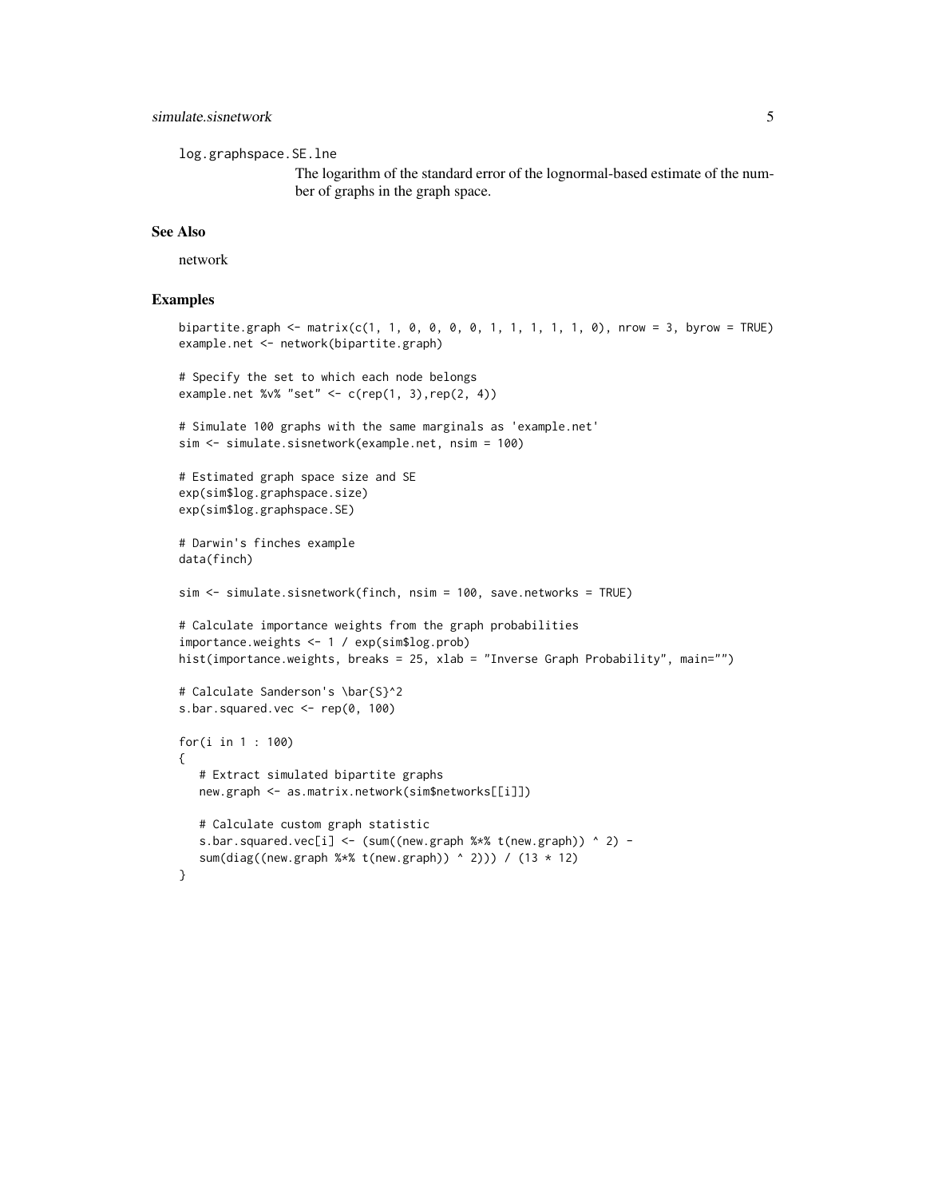`log.graphspace.SE.lne`
: The logarithm of the standard error of the lognormal-based estimate of the number of graphs in the graph space.

## See Also

network

## Examples

```
bipartite.graph <- matrix(c(1, 1, 0, 0, 0, 0, 1, 1, 1, 1, 1, 0), nrow = 3, byrow = TRUE)
example.net <- network(bipartite.graph)

# Specify the set to which each node belongs
example.net %v% "set" <- c(rep(1, 3),rep(2, 4))

# Simulate 100 graphs with the same marginals as 'example.net'
sim <- simulate.sisnetwork(example.net, nsim = 100)

# Estimated graph space size and SE
exp(sim$log.graphspace.size)
exp(sim$log.graphspace.SE)

# Darwin's finches example
data(finch)

sim <- simulate.sisnetwork(finch, nsim = 100, save.networks = TRUE)

# Calculate importance weights from the graph probabilities
importance.weights <- 1 / exp(sim$log.prob)
hist(importance.weights, breaks = 25, xlab = "Inverse Graph Probability", main="")

# Calculate Sanderson's \bar{S}^2
s.bar.squared.vec <- rep(0, 100)

for(i in 1 : 100)
{
   # Extract simulated bipartite graphs
   new.graph <- as.matrix.network(sim$networks[[i]])

   # Calculate custom graph statistic
   s.bar.squared.vec[i] <- (sum((new.graph %*% t(new.graph)) ^ 2) -
   sum(diag((new.graph %*% t(new.graph)) ^ 2))) / (13 * 12)
}
```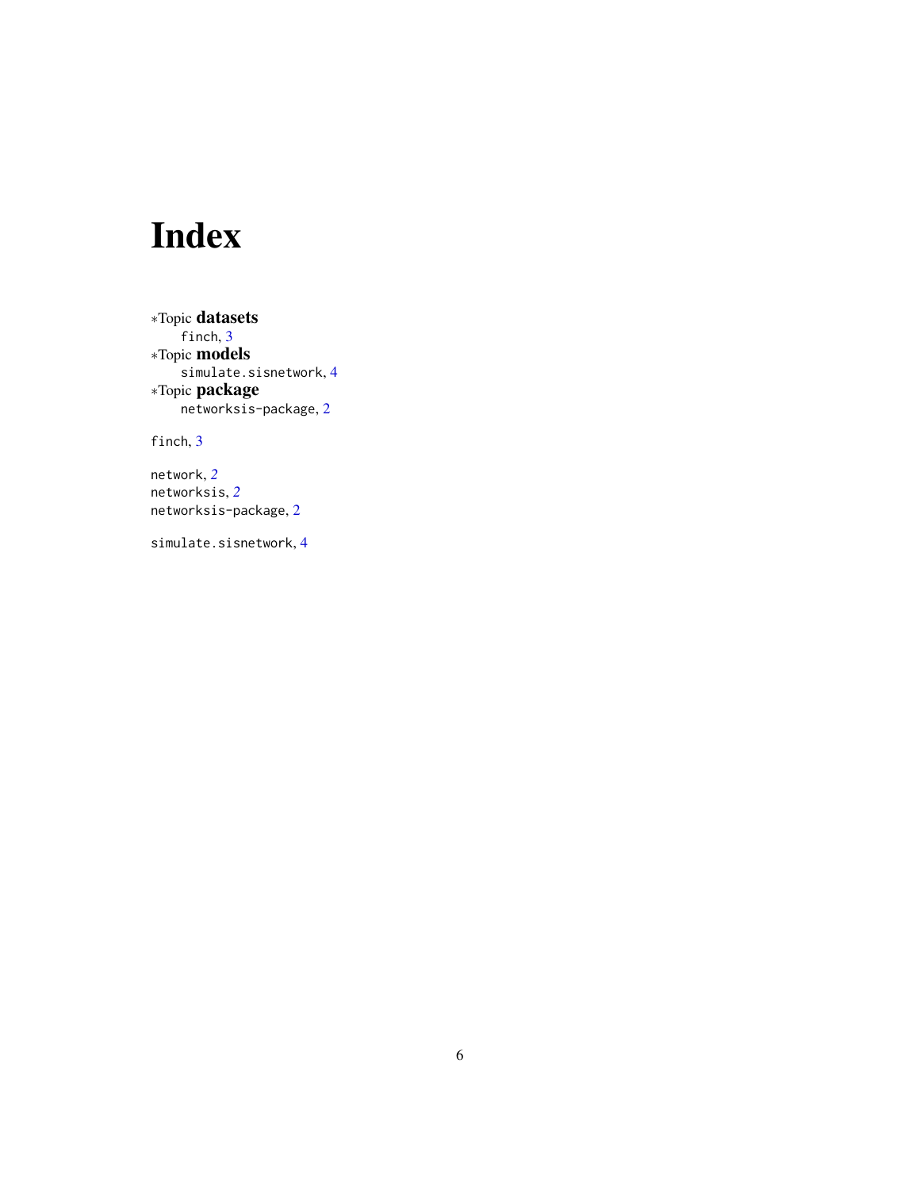# Index

*Topic **datasets**
    finch, 3
*Topic **models**
    simulate.sisnetwork, 4
*Topic **package**
    networksis-package, 2

finch, 3

network, *2*
networksis, *2*
networksis-package, 2

simulate.sisnetwork, 4